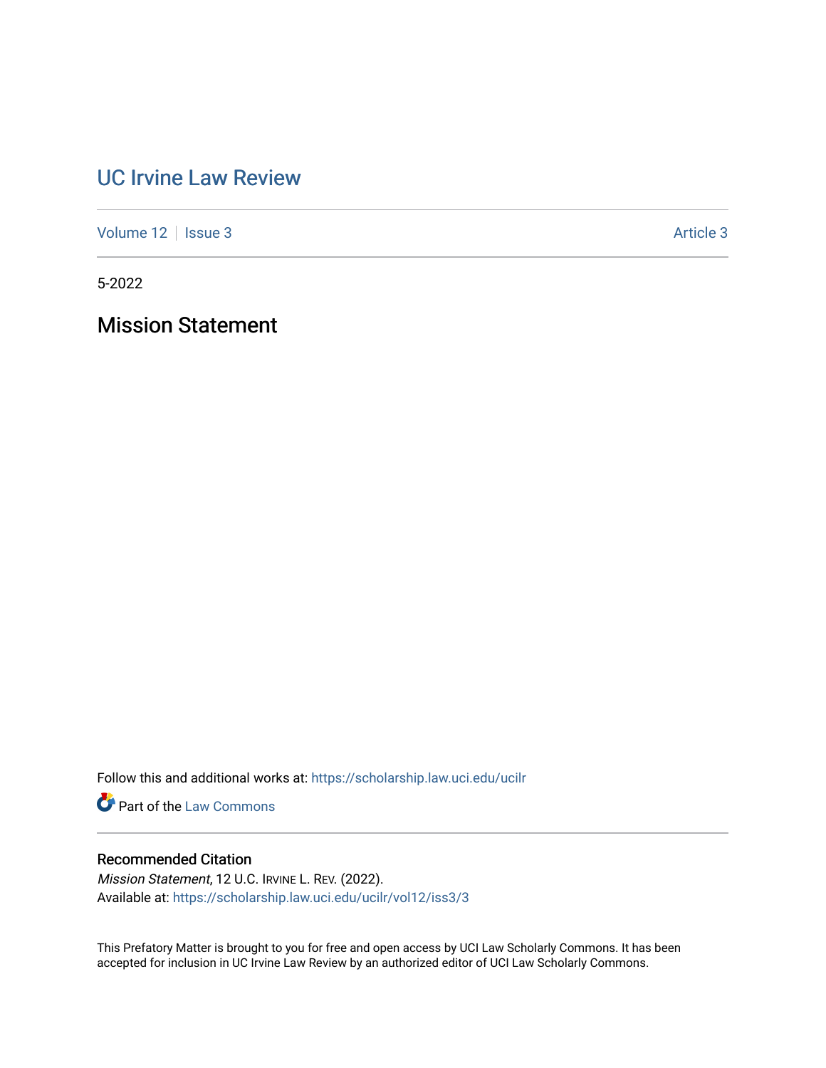# UC Irvine Law Review

Volume 12 | Issue 3 Article 3

5-2022

## Mission Statement

Follow this and additional works at: https://scholarship.law.uci.edu/ucilr

Part of the Law Commons

### Recommended Citation

*Mission Statement*, 12 U.C. IRVINE L. REV. (2022).
Available at: https://scholarship.law.uci.edu/ucilr/vol12/iss3/3

This Prefatory Matter is brought to you for free and open access by UCI Law Scholarly Commons. It has been accepted for inclusion in UC Irvine Law Review by an authorized editor of UCI Law Scholarly Commons.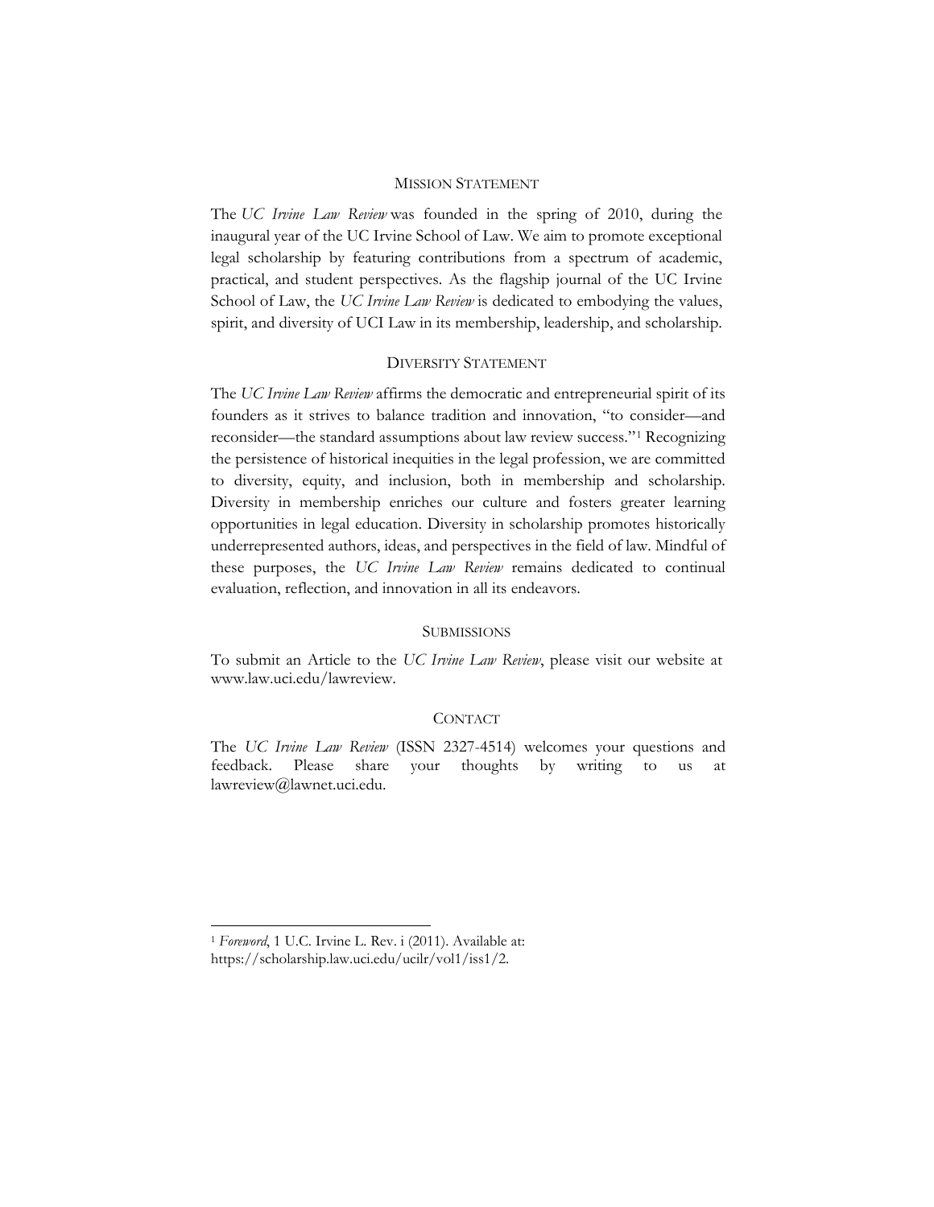## MISSION STATEMENT

The *UC Irvine Law Review* was founded in the spring of 2010, during the inaugural year of the UC Irvine School of Law. We aim to promote exceptional legal scholarship by featuring contributions from a spectrum of academic, practical, and student perspectives. As the flagship journal of the UC Irvine School of Law, the *UC Irvine Law Review* is dedicated to embodying the values, spirit, and diversity of UCI Law in its membership, leadership, and scholarship.

## DIVERSITY STATEMENT

The *UC Irvine Law Review* affirms the democratic and entrepreneurial spirit of its founders as it strives to balance tradition and innovation, "to consider—and reconsider—the standard assumptions about law review success."[1] Recognizing the persistence of historical inequities in the legal profession, we are committed to diversity, equity, and inclusion, both in membership and scholarship. Diversity in membership enriches our culture and fosters greater learning opportunities in legal education. Diversity in scholarship promotes historically underrepresented authors, ideas, and perspectives in the field of law. Mindful of these purposes, the *UC Irvine Law Review* remains dedicated to continual evaluation, reflection, and innovation in all its endeavors.

## SUBMISSIONS

To submit an Article to the *UC Irvine Law Review*, please visit our website at www.law.uci.edu/lawreview.

## CONTACT

The *UC Irvine Law Review* (ISSN 2327-4514) welcomes your questions and feedback. Please share your thoughts by writing to us at lawreview@lawnet.uci.edu.

---

[1] *Foreword*, 1 U.C. Irvine L. Rev. i (2011). Available at: https://scholarship.law.uci.edu/ucilr/vol1/iss1/2.